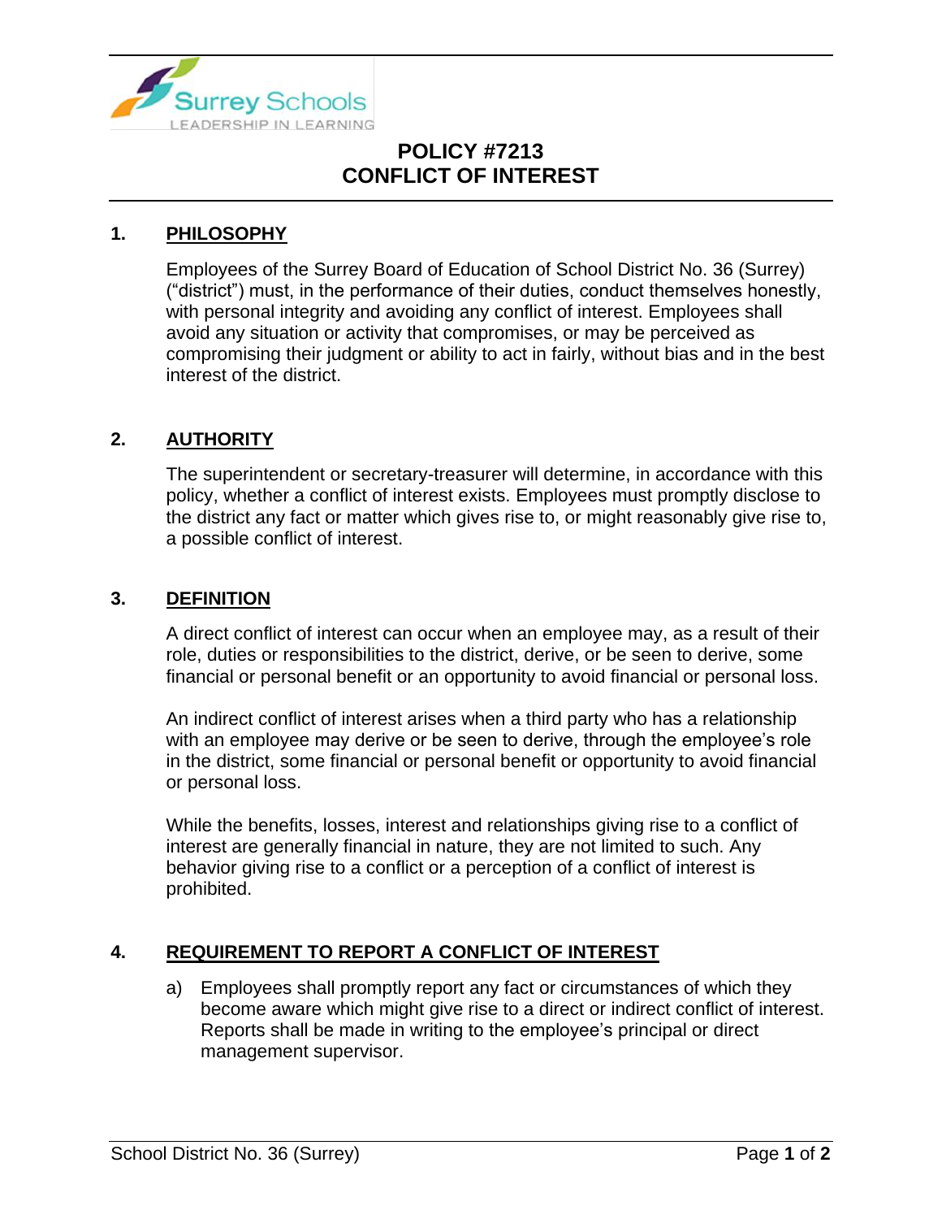# POLICY #7213
# CONFLICT OF INTEREST

## 1. PHILOSOPHY

Employees of the Surrey Board of Education of School District No. 36 (Surrey) ("district") must, in the performance of their duties, conduct themselves honestly, with personal integrity and avoiding any conflict of interest. Employees shall avoid any situation or activity that compromises, or may be perceived as compromising their judgment or ability to act in fairly, without bias and in the best interest of the district.

## 2. AUTHORITY

The superintendent or secretary-treasurer will determine, in accordance with this policy, whether a conflict of interest exists. Employees must promptly disclose to the district any fact or matter which gives rise to, or might reasonably give rise to, a possible conflict of interest.

## 3. DEFINITION

A direct conflict of interest can occur when an employee may, as a result of their role, duties or responsibilities to the district, derive, or be seen to derive, some financial or personal benefit or an opportunity to avoid financial or personal loss.

An indirect conflict of interest arises when a third party who has a relationship with an employee may derive or be seen to derive, through the employee's role in the district, some financial or personal benefit or opportunity to avoid financial or personal loss.

While the benefits, losses, interest and relationships giving rise to a conflict of interest are generally financial in nature, they are not limited to such. Any behavior giving rise to a conflict or a perception of a conflict of interest is prohibited.

## 4. REQUIREMENT TO REPORT A CONFLICT OF INTEREST

a) Employees shall promptly report any fact or circumstances of which they become aware which might give rise to a direct or indirect conflict of interest. Reports shall be made in writing to the employee's principal or direct management supervisor.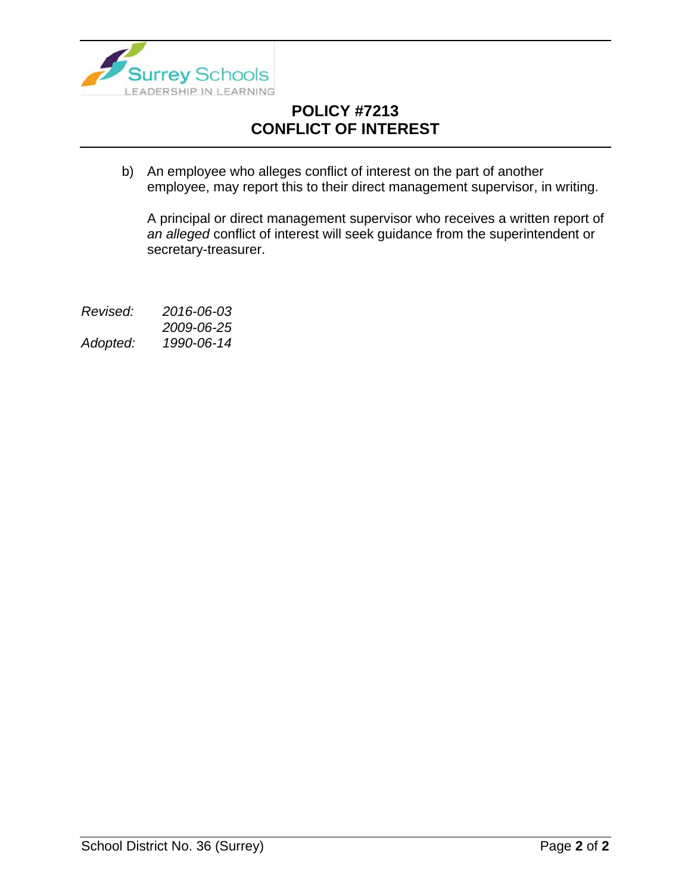b) An employee who alleges conflict of interest on the part of another employee, may report this to their direct management supervisor, in writing.

   A principal or direct management supervisor who receives a written report of *an alleged* conflict of interest will seek guidance from the superintendent or secretary-treasurer.

*Revised:* *2016-06-03*
*2009-06-25*
*Adopted:* *1990-06-14*